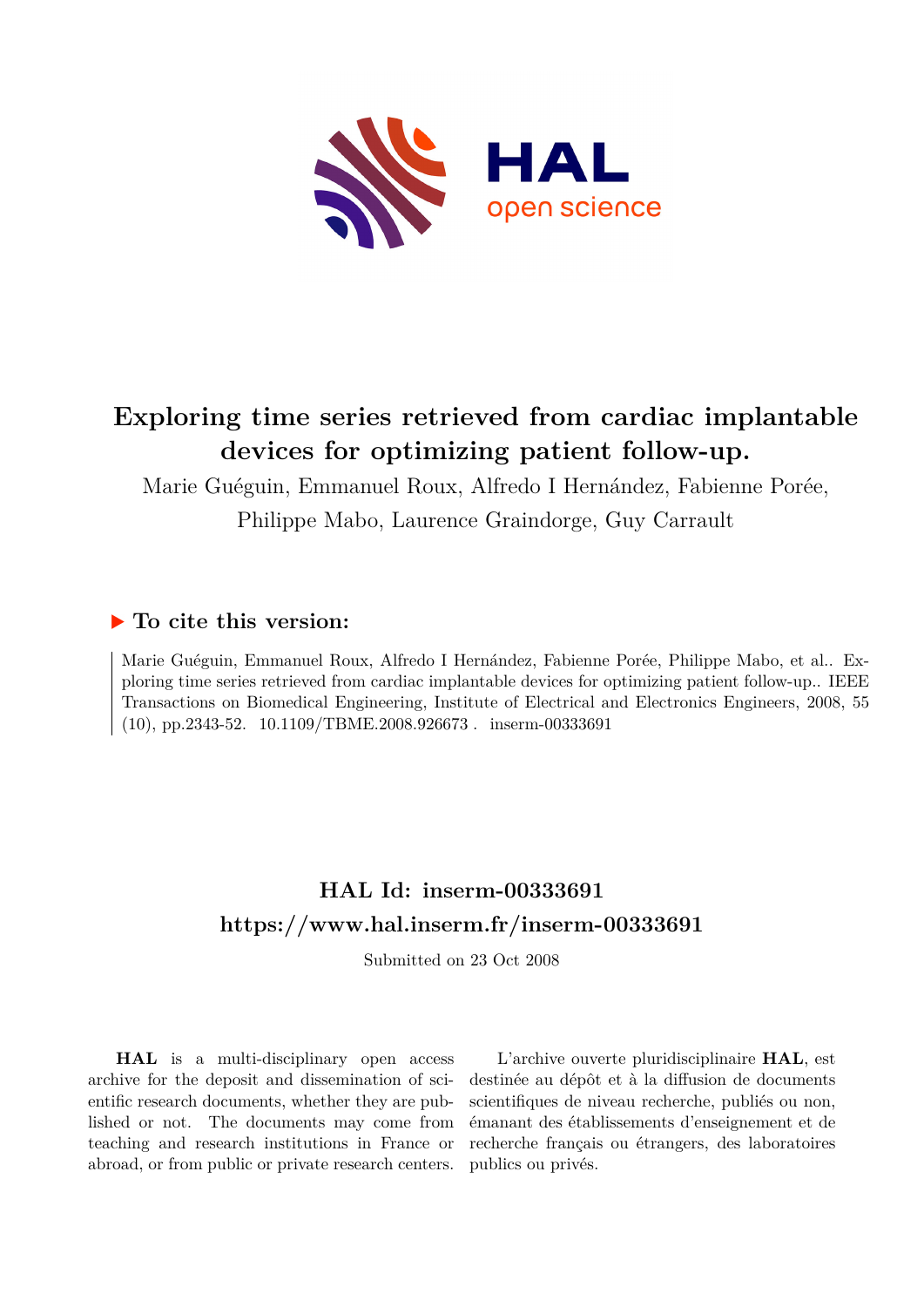# Exploring time series retrieved from cardiac implantable devices for optimizing patient follow-up.

Marie Guéguin, Emmanuel Roux, Alfredo I Hernández, Fabienne Porée, Philippe Mabo, Laurence Graindorge, Guy Carrault

## ▶ To cite this version:

Marie Guéguin, Emmanuel Roux, Alfredo I Hernández, Fabienne Porée, Philippe Mabo, et al.. Exploring time series retrieved from cardiac implantable devices for optimizing patient follow-up.. IEEE Transactions on Biomedical Engineering, Institute of Electrical and Electronics Engineers, 2008, 55 (10), pp.2343-52. 10.1109/TBME.2008.926673 . inserm-00333691

## HAL Id: inserm-00333691

## https://www.hal.inserm.fr/inserm-00333691

Submitted on 23 Oct 2008

**HAL** is a multi-disciplinary open access archive for the deposit and dissemination of scientific research documents, whether they are published or not. The documents may come from teaching and research institutions in France or abroad, or from public or private research centers.

L'archive ouverte pluridisciplinaire **HAL**, est destinée au dépôt et à la diffusion de documents scientifiques de niveau recherche, publiés ou non, émanant des établissements d'enseignement et de recherche français ou étrangers, des laboratoires publics ou privés.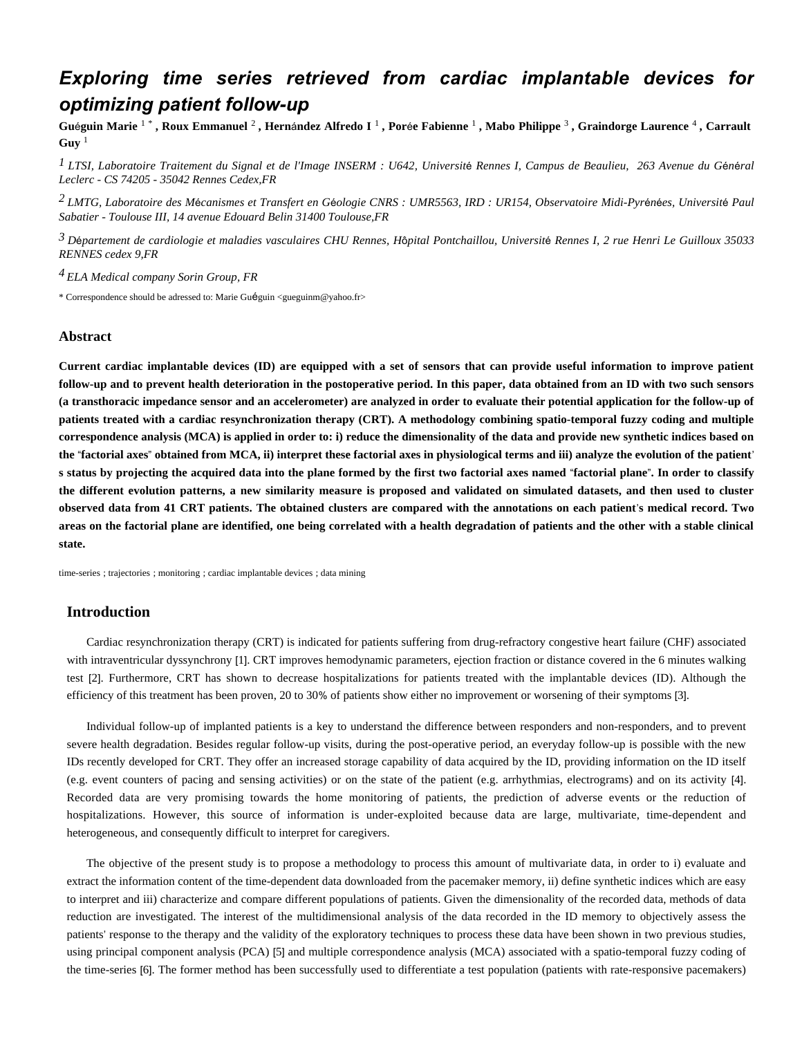# *Exploring time series retrieved from cardiac implantable devices for optimizing patient follow-up*

**Guéguin Marie [1] \* , Roux Emmanuel [2] , Hernández Alfredo I [1] , Porée Fabienne [1] , Mabo Philippe [3] , Graindorge Laurence [4] , Carrault Guy [1]**

*[1] LTSI, Laboratoire Traitement du Signal et de l'Image INSERM : U642, Université Rennes I, Campus de Beaulieu, 263 Avenue du Général Leclerc - CS 74205 - 35042 Rennes Cedex,FR*

*[2] LMTG, Laboratoire des Mécanismes et Transfert en Géologie CNRS : UMR5563, IRD : UR154, Observatoire Midi-Pyrénées, Université Paul Sabatier - Toulouse III, 14 avenue Edouard Belin 31400 Toulouse,FR*

*[3] Département de cardiologie et maladies vasculaires CHU Rennes, Hôpital Pontchaillou, Université Rennes I, 2 rue Henri Le Guilloux 35033 RENNES cedex 9,FR*

*[4] ELA Medical company Sorin Group, FR*

\* Correspondence should be adressed to: Marie Guéguin <gueguinm@yahoo.fr>

### Abstract

**Current cardiac implantable devices (ID) are equipped with a set of sensors that can provide useful information to improve patient follow-up and to prevent health deterioration in the postoperative period. In this paper, data obtained from an ID with two such sensors (a transthoracic impedance sensor and an accelerometer) are analyzed in order to evaluate their potential application for the follow-up of patients treated with a cardiac resynchronization therapy (CRT). A methodology combining spatio-temporal fuzzy coding and multiple correspondence analysis (MCA) is applied in order to: i) reduce the dimensionality of the data and provide new synthetic indices based on the "factorial axes" obtained from MCA, ii) interpret these factorial axes in physiological terms and iii) analyze the evolution of the patient's status by projecting the acquired data into the plane formed by the first two factorial axes named "factorial plane". In order to classify the different evolution patterns, a new similarity measure is proposed and validated on simulated datasets, and then used to cluster observed data from 41 CRT patients. The obtained clusters are compared with the annotations on each patient's medical record. Two areas on the factorial plane are identified, one being correlated with a health degradation of patients and the other with a stable clinical state.**

time-series ; trajectories ; monitoring ; cardiac implantable devices ; data mining

## Introduction

Cardiac resynchronization therapy (CRT) is indicated for patients suffering from drug-refractory congestive heart failure (CHF) associated with intraventricular dyssynchrony [1]. CRT improves hemodynamic parameters, ejection fraction or distance covered in the 6 minutes walking test [2]. Furthermore, CRT has shown to decrease hospitalizations for patients treated with the implantable devices (ID). Although the efficiency of this treatment has been proven, 20 to 30% of patients show either no improvement or worsening of their symptoms [3].

Individual follow-up of implanted patients is a key to understand the difference between responders and non-responders, and to prevent severe health degradation. Besides regular follow-up visits, during the post-operative period, an everyday follow-up is possible with the new IDs recently developed for CRT. They offer an increased storage capability of data acquired by the ID, providing information on the ID itself (e.g. event counters of pacing and sensing activities) or on the state of the patient (e.g. arrhythmias, electrograms) and on its activity [4]. Recorded data are very promising towards the home monitoring of patients, the prediction of adverse events or the reduction of hospitalizations. However, this source of information is under-exploited because data are large, multivariate, time-dependent and heterogeneous, and consequently difficult to interpret for caregivers.

The objective of the present study is to propose a methodology to process this amount of multivariate data, in order to i) evaluate and extract the information content of the time-dependent data downloaded from the pacemaker memory, ii) define synthetic indices which are easy to interpret and iii) characterize and compare different populations of patients. Given the dimensionality of the recorded data, methods of data reduction are investigated. The interest of the multidimensional analysis of the data recorded in the ID memory to objectively assess the patients' response to the therapy and the validity of the exploratory techniques to process these data have been shown in two previous studies, using principal component analysis (PCA) [5] and multiple correspondence analysis (MCA) associated with a spatio-temporal fuzzy coding of the time-series [6]. The former method has been successfully used to differentiate a test population (patients with rate-responsive pacemakers)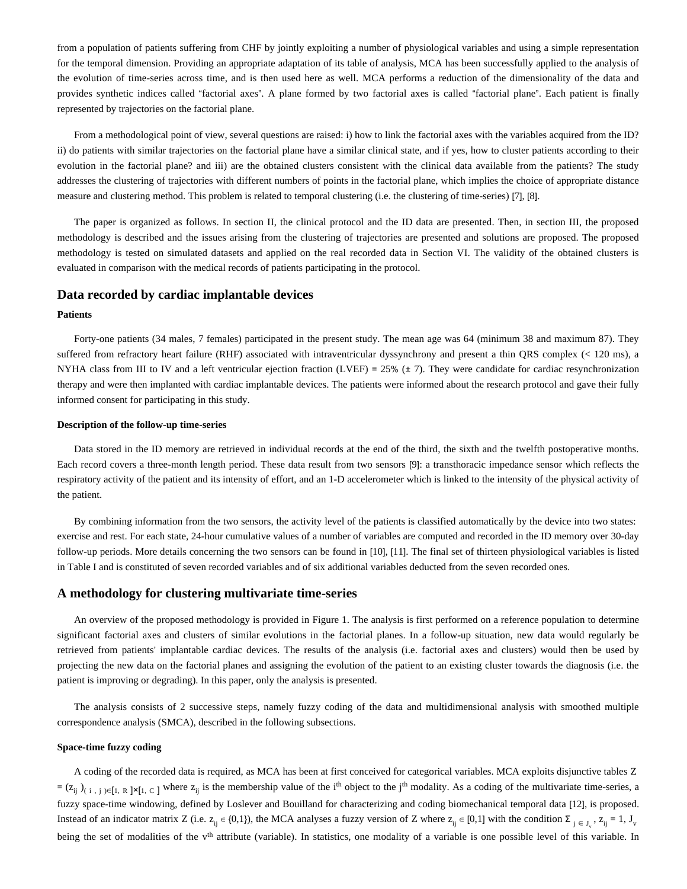from a population of patients suffering from CHF by jointly exploiting a number of physiological variables and using a simple representation for the temporal dimension. Providing an appropriate adaptation of its table of analysis, MCA has been successfully applied to the analysis of the evolution of time-series across time, and is then used here as well. MCA performs a reduction of the dimensionality of the data and provides synthetic indices called "factorial axes". A plane formed by two factorial axes is called "factorial plane". Each patient is finally represented by trajectories on the factorial plane.

From a methodological point of view, several questions are raised: i) how to link the factorial axes with the variables acquired from the ID? ii) do patients with similar trajectories on the factorial plane have a similar clinical state, and if yes, how to cluster patients according to their evolution in the factorial plane? and iii) are the obtained clusters consistent with the clinical data available from the patients? The study addresses the clustering of trajectories with different numbers of points in the factorial plane, which implies the choice of appropriate distance measure and clustering method. This problem is related to temporal clustering (i.e. the clustering of time-series) [7], [8].

The paper is organized as follows. In section II, the clinical protocol and the ID data are presented. Then, in section III, the proposed methodology is described and the issues arising from the clustering of trajectories are presented and solutions are proposed. The proposed methodology is tested on simulated datasets and applied on the real recorded data in Section VI. The validity of the obtained clusters is evaluated in comparison with the medical records of patients participating in the protocol.

## Data recorded by cardiac implantable devices

### Patients

Forty-one patients (34 males, 7 females) participated in the present study. The mean age was 64 (minimum 38 and maximum 87). They suffered from refractory heart failure (RHF) associated with intraventricular dyssynchrony and present a thin QRS complex (< 120 ms), a NYHA class from III to IV and a left ventricular ejection fraction (LVEF) = 25% (± 7). They were candidate for cardiac resynchronization therapy and were then implanted with cardiac implantable devices. The patients were informed about the research protocol and gave their fully informed consent for participating in this study.

#### Description of the follow-up time-series

Data stored in the ID memory are retrieved in individual records at the end of the third, the sixth and the twelfth postoperative months. Each record covers a three-month length period. These data result from two sensors [9]: a transthoracic impedance sensor which reflects the respiratory activity of the patient and its intensity of effort, and an 1-D accelerometer which is linked to the intensity of the physical activity of the patient.

By combining information from the two sensors, the activity level of the patients is classified automatically by the device into two states: exercise and rest. For each state, 24-hour cumulative values of a number of variables are computed and recorded in the ID memory over 30-day follow-up periods. More details concerning the two sensors can be found in [10], [11]. The final set of thirteen physiological variables is listed in Table I and is constituted of seven recorded variables and of six additional variables deducted from the seven recorded ones.

## A methodology for clustering multivariate time-series

An overview of the proposed methodology is provided in Figure 1. The analysis is first performed on a reference population to determine significant factorial axes and clusters of similar evolutions in the factorial planes. In a follow-up situation, new data would regularly be retrieved from patients' implantable cardiac devices. The results of the analysis (i.e. factorial axes and clusters) would then be used by projecting the new data on the factorial planes and assigning the evolution of the patient to an existing cluster towards the diagnosis (i.e. the patient is improving or degrading). In this paper, only the analysis is presented.

The analysis consists of 2 successive steps, namely fuzzy coding of the data and multidimensional analysis with smoothed multiple correspondence analysis (SMCA), described in the following subsections.

### Space-time fuzzy coding

A coding of the recorded data is required, as MCA has been at first conceived for categorical variables. MCA exploits disjunctive tables $Z = (z_{ij})_{(i,j)\in[1,R]\times[1,C]}$ where $z_{ij}$ is the membership value of the i[th] object to the j[th] modality. As a coding of the multivariate time-series, a fuzzy space-time windowing, defined by Loslever and Bouilland for characterizing and coding biomechanical temporal data [12], is proposed. Instead of an indicator matrix Z (i.e. $z_{ij} \in \{0,1\}$), the MCA analyses a fuzzy version of Z where $z_{ij} \in [0,1]$ with the condition $\Sigma_{j \in J_v} z_{ij} = 1$, $J_v$ being the set of modalities of the v[th] attribute (variable). In statistics, one modality of a variable is one possible level of this variable. In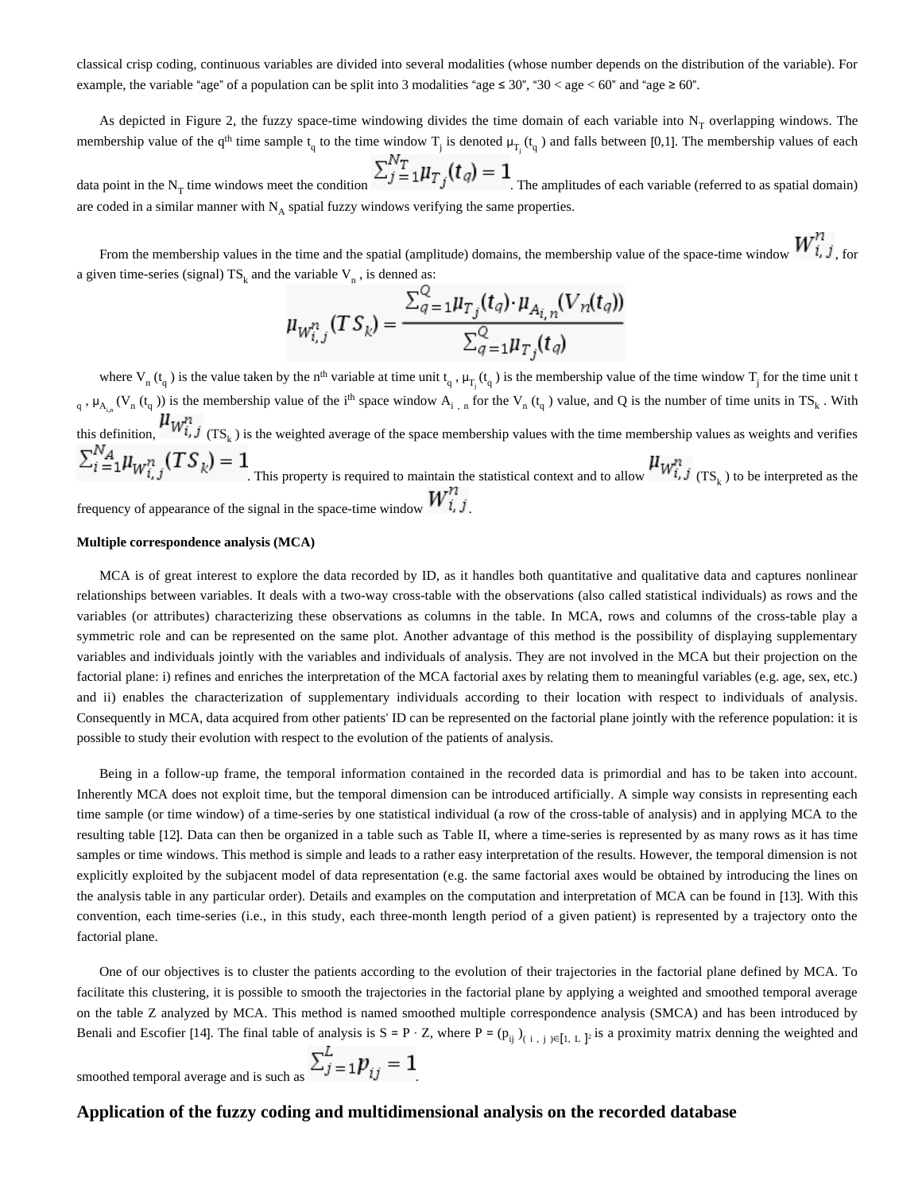classical crisp coding, continuous variables are divided into several modalities (whose number depends on the distribution of the variable). For example, the variable "age" of a population can be split into 3 modalities "age ≤ 30", "30 < age < 60" and "age ≥ 60".

As depicted in Figure 2, the fuzzy space-time windowing divides the time domain of each variable into $N_T$ overlapping windows. The membership value of the $q^{th}$ time sample $t_q$ to the time window $T_j$ is denoted $\mu_{T_j}(t_q)$ and falls between [0,1]. The membership values of each data point in the $N_T$ time windows meet the condition $\sum_{j=1}^{N_T} \mu_{T_j}(t_q) = 1$. The amplitudes of each variable (referred to as spatial domain) are coded in a similar manner with $N_A$ spatial fuzzy windows verifying the same properties.

From the membership values in the time and the spatial (amplitude) domains, the membership value of the space-time window $W_{i,j}^n$, for a given time-series (signal) $TS_k$ and the variable $V_n$, is denned as:

$$\mu_{W_{i,j}^n}(TS_k) = \frac{\sum_{q=1}^{Q} \mu_{T_j}(t_q) \cdot \mu_{A_{i,n}}(V_n(t_q))}{\sum_{q=1}^{Q} \mu_{T_j}(t_q)}$$

where $V_n(t_q)$ is the value taken by the $n^{th}$ variable at time unit $t_q$, $\mu_{T_j}(t_q)$ is the membership value of the time window $T_j$ for the time unit $t_q$, $\mu_{A_{i,n}}(V_n(t_q))$ is the membership value of the $i^{th}$ space window $A_{i,n}$ for the $V_n(t_q)$ value, and Q is the number of time units in $TS_k$. With this definition, $\mu_{W_{i,j}^n}(TS_k)$ is the weighted average of the space membership values with the time membership values as weights and verifies $\sum_{i=1}^{N_A} \mu_{W_{i,j}^n}(TS_k) = 1$. This property is required to maintain the statistical context and to allow $\mu_{W_{i,j}^n}(TS_k)$ to be interpreted as the frequency of appearance of the signal in the space-time window $W_{i,j}^n$.

**Multiple correspondence analysis (MCA)**

MCA is of great interest to explore the data recorded by ID, as it handles both quantitative and qualitative data and captures nonlinear relationships between variables. It deals with a two-way cross-table with the observations (also called statistical individuals) as rows and the variables (or attributes) characterizing these observations as columns in the table. In MCA, rows and columns of the cross-table play a symmetric role and can be represented on the same plot. Another advantage of this method is the possibility of displaying supplementary variables and individuals jointly with the variables and individuals of analysis. They are not involved in the MCA but their projection on the factorial plane: i) refines and enriches the interpretation of the MCA factorial axes by relating them to meaningful variables (e.g. age, sex, etc.) and ii) enables the characterization of supplementary individuals according to their location with respect to individuals of analysis. Consequently in MCA, data acquired from other patients' ID can be represented on the factorial plane jointly with the reference population: it is possible to study their evolution with respect to the evolution of the patients of analysis.

Being in a follow-up frame, the temporal information contained in the recorded data is primordial and has to be taken into account. Inherently MCA does not exploit time, but the temporal dimension can be introduced artificially. A simple way consists in representing each time sample (or time window) of a time-series by one statistical individual (a row of the cross-table of analysis) and in applying MCA to the resulting table [12]. Data can then be organized in a table such as Table II, where a time-series is represented by as many rows as it has time samples or time windows. This method is simple and leads to a rather easy interpretation of the results. However, the temporal dimension is not explicitly exploited by the subjacent model of data representation (e.g. the same factorial axes would be obtained by introducing the lines on the analysis table in any particular order). Details and examples on the computation and interpretation of MCA can be found in [13]. With this convention, each time-series (i.e., in this study, each three-month length period of a given patient) is represented by a trajectory onto the factorial plane.

One of our objectives is to cluster the patients according to the evolution of their trajectories in the factorial plane defined by MCA. To facilitate this clustering, it is possible to smooth the trajectories in the factorial plane by applying a weighted and smoothed temporal average on the table Z analyzed by MCA. This method is named smoothed multiple correspondence analysis (SMCA) and has been introduced by Benali and Escofier [14]. The final table of analysis is S = P · Z, where $P = (p_{ij})_{(i,j) \in [1, L]^2}$ is a proximity matrix denning the weighted and smoothed temporal average and is such as $\sum_{j=1}^{L} p_{ij} = 1$.

## Application of the fuzzy coding and multidimensional analysis on the recorded database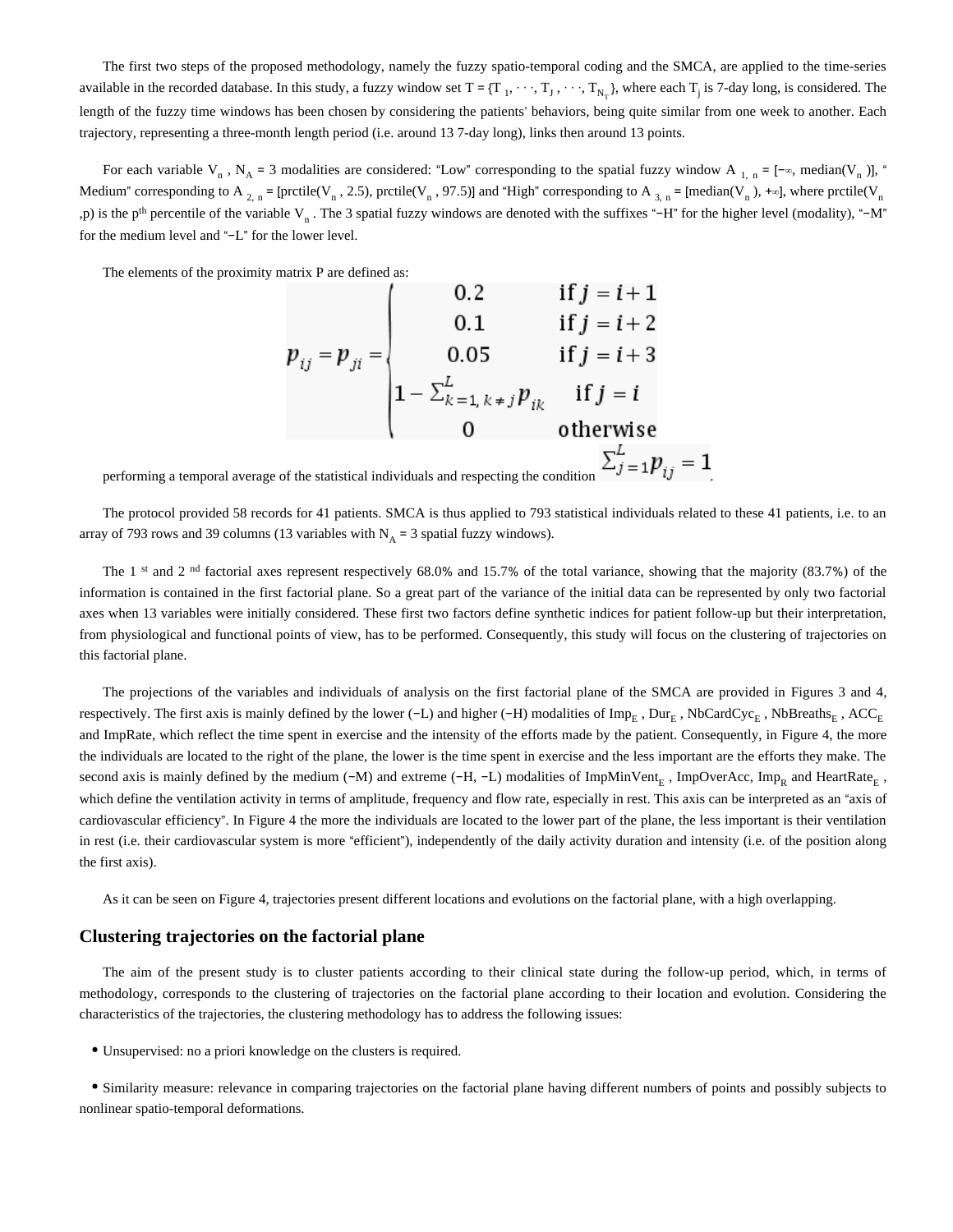The first two steps of the proposed methodology, namely the fuzzy spatio-temporal coding and the SMCA, are applied to the time-series available in the recorded database. In this study, a fuzzy window set $T = \{T_1, \cdots, T_J, \cdots, T_{N_T}\}$, where each $T_j$ is 7-day long, is considered. The length of the fuzzy time windows has been chosen by considering the patients' behaviors, being quite similar from one week to another. Each trajectory, representing a three-month length period (i.e. around 13 7-day long), links then around 13 points.

For each variable $V_n$, $N_A = 3$ modalities are considered: "Low" corresponding to the spatial fuzzy window $A_{1,n} = [-\infty, \text{median}(V_n)]$, "Medium" corresponding to $A_{2,n} = [\text{prctile}(V_n, 2.5), \text{prctile}(V_n, 97.5)]$ and "High" corresponding to $A_{3,n} = [\text{median}(V_n), +\infty]$, where $\text{prctile}(V_n, p)$ is the $p^{th}$ percentile of the variable $V_n$. The 3 spatial fuzzy windows are denoted with the suffixes "−H" for the higher level (modality), "−M" for the medium level and "−L" for the lower level.

The elements of the proximity matrix P are defined as:

$$p_{ij} = p_{ji} = \begin{cases} 0.2 & \text{if } j = i+1 \\ 0.1 & \text{if } j = i+2 \\ 0.05 & \text{if } j = i+3 \\ 1 - \sum_{k=1, k \neq j}^{L} p_{ik} & \text{if } j = i \\ 0 & \text{otherwise} \end{cases}$$

performing a temporal average of the statistical individuals and respecting the condition $\sum_{j=1}^{L} p_{ij} = 1$.

The protocol provided 58 records for 41 patients. SMCA is thus applied to 793 statistical individuals related to these 41 patients, i.e. to an array of 793 rows and 39 columns (13 variables with $N_A = 3$ spatial fuzzy windows).

The 1[st] and 2[nd] factorial axes represent respectively 68.0% and 15.7% of the total variance, showing that the majority (83.7%) of the information is contained in the first factorial plane. So a great part of the variance of the initial data can be represented by only two factorial axes when 13 variables were initially considered. These first two factors define synthetic indices for patient follow-up but their interpretation, from physiological and functional points of view, has to be performed. Consequently, this study will focus on the clustering of trajectories on this factorial plane.

The projections of the variables and individuals of analysis on the first factorial plane of the SMCA are provided in Figures 3 and 4, respectively. The first axis is mainly defined by the lower (−L) and higher (−H) modalities of $Imp_E$, $Dur_E$, $NbCardCyc_E$, $NbBreaths_E$, $ACC_E$ and ImpRate, which reflect the time spent in exercise and the intensity of the efforts made by the patient. Consequently, in Figure 4, the more the individuals are located to the right of the plane, the lower is the time spent in exercise and the less important are the efforts they make. The second axis is mainly defined by the medium (−M) and extreme (−H, −L) modalities of $ImpMinVent_E$, ImpOverAcc, $Imp_R$ and $HeartRate_E$, which define the ventilation activity in terms of amplitude, frequency and flow rate, especially in rest. This axis can be interpreted as an "axis of cardiovascular efficiency". In Figure 4 the more the individuals are located to the lower part of the plane, the less important is their ventilation in rest (i.e. their cardiovascular system is more "efficient"), independently of the daily activity duration and intensity (i.e. of the position along the first axis).

As it can be seen on Figure 4, trajectories present different locations and evolutions on the factorial plane, with a high overlapping.

## Clustering trajectories on the factorial plane

The aim of the present study is to cluster patients according to their clinical state during the follow-up period, which, in terms of methodology, corresponds to the clustering of trajectories on the factorial plane according to their location and evolution. Considering the characteristics of the trajectories, the clustering methodology has to address the following issues:

- Unsupervised: no a priori knowledge on the clusters is required.
- Similarity measure: relevance in comparing trajectories on the factorial plane having different numbers of points and possibly subjects to nonlinear spatio-temporal deformations.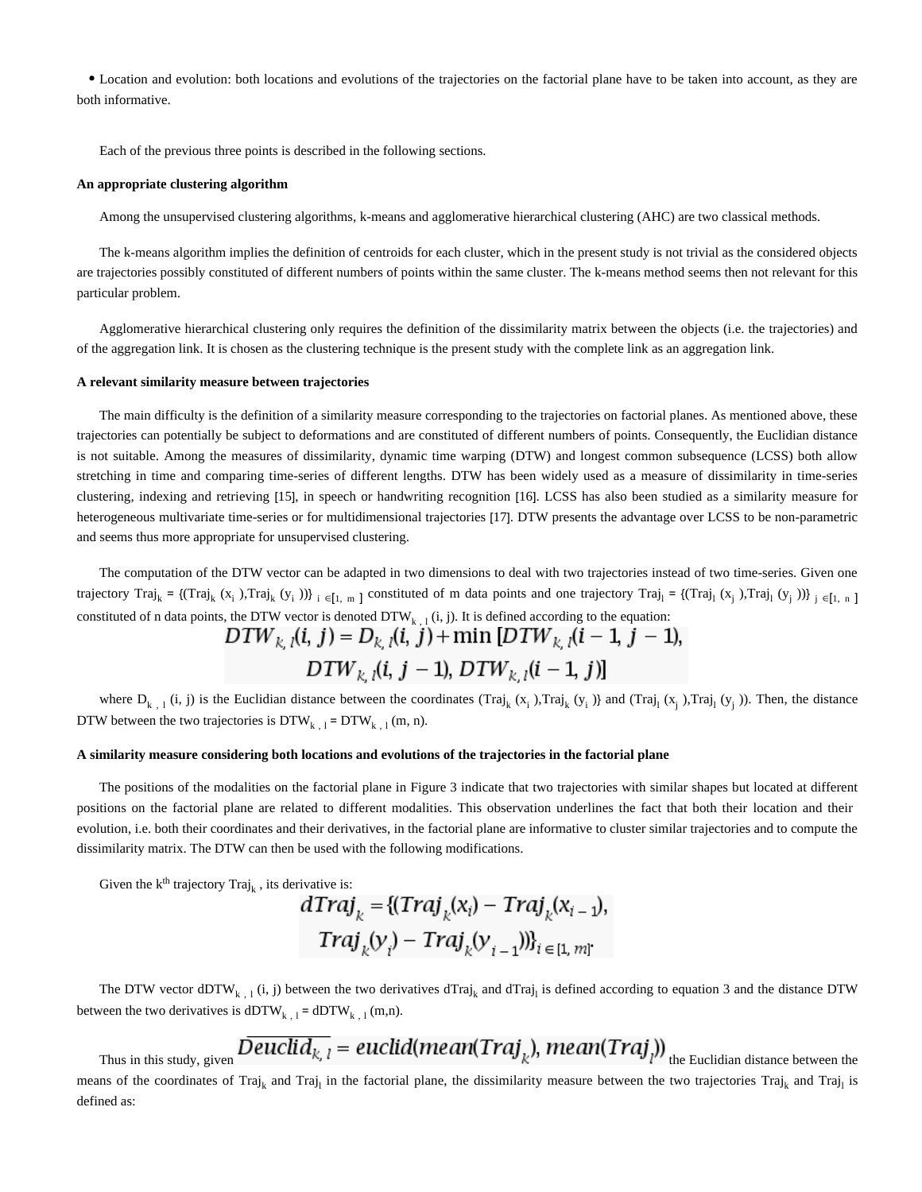- Location and evolution: both locations and evolutions of the trajectories on the factorial plane have to be taken into account, as they are both informative.

Each of the previous three points is described in the following sections.

**An appropriate clustering algorithm**

Among the unsupervised clustering algorithms, k-means and agglomerative hierarchical clustering (AHC) are two classical methods.

The k-means algorithm implies the definition of centroids for each cluster, which in the present study is not trivial as the considered objects are trajectories possibly constituted of different numbers of points within the same cluster. The k-means method seems then not relevant for this particular problem.

Agglomerative hierarchical clustering only requires the definition of the dissimilarity matrix between the objects (i.e. the trajectories) and of the aggregation link. It is chosen as the clustering technique is the present study with the complete link as an aggregation link.

**A relevant similarity measure between trajectories**

The main difficulty is the definition of a similarity measure corresponding to the trajectories on factorial planes. As mentioned above, these trajectories can potentially be subject to deformations and are constituted of different numbers of points. Consequently, the Euclidian distance is not suitable. Among the measures of dissimilarity, dynamic time warping (DTW) and longest common subsequence (LCSS) both allow stretching in time and comparing time-series of different lengths. DTW has been widely used as a measure of dissimilarity in time-series clustering, indexing and retrieving [15], in speech or handwriting recognition [16]. LCSS has also been studied as a similarity measure for heterogeneous multivariate time-series or for multidimensional trajectories [17]. DTW presents the advantage over LCSS to be non-parametric and seems thus more appropriate for unsupervised clustering.

The computation of the DTW vector can be adapted in two dimensions to deal with two trajectories instead of two time-series. Given one trajectory $Traj_k = \{(Traj_k(x_i), Traj_k(y_i))\}_{i \in [1, m]}$ constituted of m data points and one trajectory $Traj_l = \{(Traj_l(x_j), Traj_l(y_j))\}_{j \in [1, n]}$ constituted of n data points, the DTW vector is denoted $DTW_{k,l}(i, j)$. It is defined according to the equation:

$$DTW_{k,l}(i, j) = D_{k,l}(i, j) + \min\left[DTW_{k,l}(i-1, j-1), DTW_{k,l}(i, j-1), DTW_{k,l}(i-1, j)\right]$$

where $D_{k,l}(i, j)$ is the Euclidian distance between the coordinates $(Traj_k(x_i), Traj_k(y_i))$ and $(Traj_l(x_j), Traj_l(y_j))$. Then, the distance DTW between the two trajectories is $DTW_{k,l} = DTW_{k,l}(m, n)$.

**A similarity measure considering both locations and evolutions of the trajectories in the factorial plane**

The positions of the modalities on the factorial plane in Figure 3 indicate that two trajectories with similar shapes but located at different positions on the factorial plane are related to different modalities. This observation underlines the fact that both their location and their evolution, i.e. both their coordinates and their derivatives, in the factorial plane are informative to cluster similar trajectories and to compute the dissimilarity matrix. The DTW can then be used with the following modifications.

Given the $k^{th}$ trajectory $Traj_k$, its derivative is:

$$dTraj_k = \{(Traj_k(x_i) - Traj_k(x_{i-1}), Traj_k(y_i) - Traj_k(y_{i-1}))\}_{i \in [1, m]}.$$

The DTW vector $dDTW_{k,l}(i, j)$ between the two derivatives $dTraj_k$ and $dTraj_l$ is defined according to equation 3 and the distance DTW between the two derivatives is $dDTW_{k,l} = dDTW_{k,l}(m,n)$.

Thus in this study, given $\overline{Deuclid_{k,l}} = euclid(mean(Traj_k), mean(Traj_l))$ the Euclidian distance between the means of the coordinates of $Traj_k$ and $Traj_l$ in the factorial plane, the dissimilarity measure between the two trajectories $Traj_k$ and $Traj_l$ is defined as: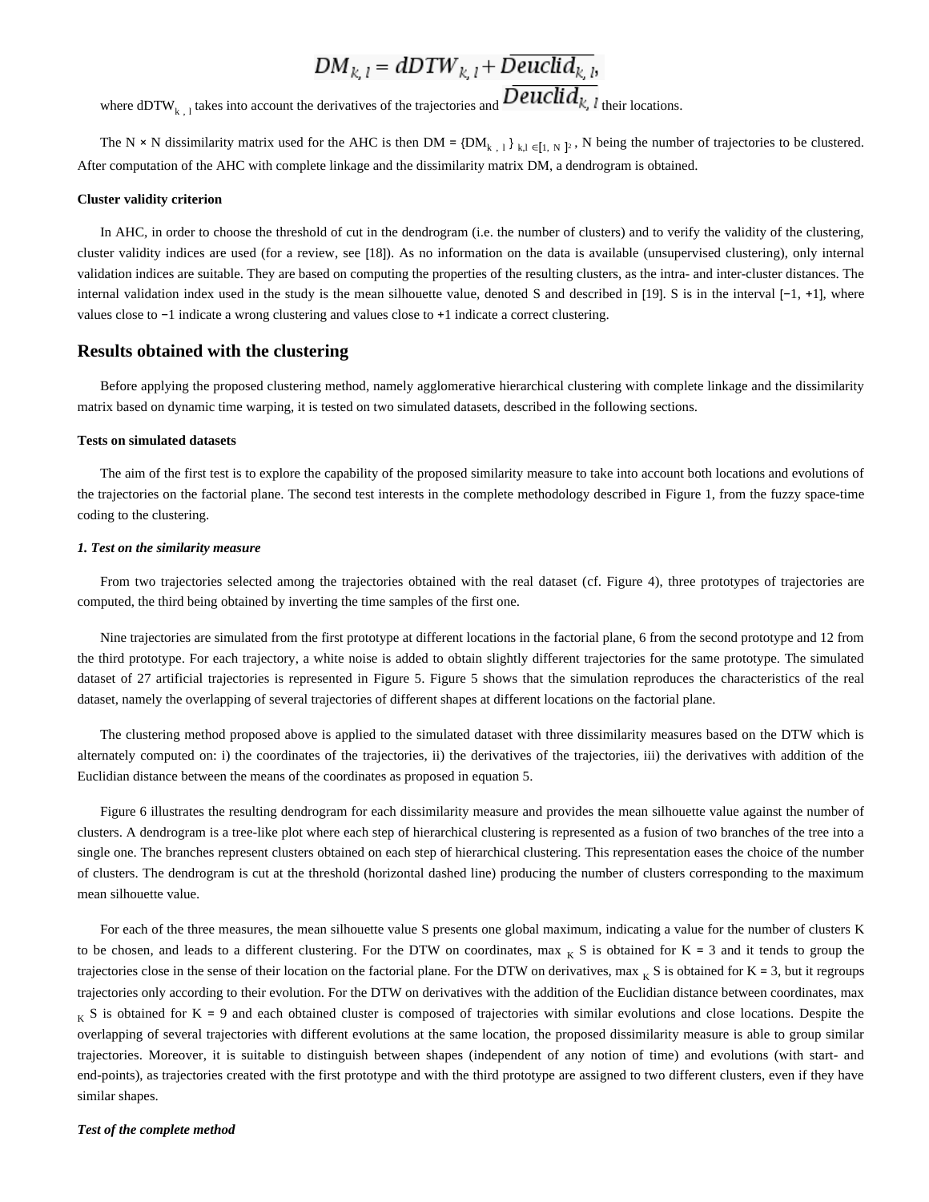$$DM_{k,l} = dDTW_{k,l} + \overline{Deuclid}_{k,l},$$

where $dDTW_{k,l}$ takes into account the derivatives of the trajectories and $\overline{Deuclid}_{k,l}$ their locations.

The N × N dissimilarity matrix used for the AHC is then $DM = \{DM_{k,l}\}_{k,l \in [1, N]^2}$, N being the number of trajectories to be clustered. After computation of the AHC with complete linkage and the dissimilarity matrix DM, a dendrogram is obtained.

**Cluster validity criterion**

In AHC, in order to choose the threshold of cut in the dendrogram (i.e. the number of clusters) and to verify the validity of the clustering, cluster validity indices are used (for a review, see [18]). As no information on the data is available (unsupervised clustering), only internal validation indices are suitable. They are based on computing the properties of the resulting clusters, as the intra- and inter-cluster distances. The internal validation index used in the study is the mean silhouette value, denoted S and described in [19]. S is in the interval [−1, +1], where values close to −1 indicate a wrong clustering and values close to +1 indicate a correct clustering.

## Results obtained with the clustering

Before applying the proposed clustering method, namely agglomerative hierarchical clustering with complete linkage and the dissimilarity matrix based on dynamic time warping, it is tested on two simulated datasets, described in the following sections.

**Tests on simulated datasets**

The aim of the first test is to explore the capability of the proposed similarity measure to take into account both locations and evolutions of the trajectories on the factorial plane. The second test interests in the complete methodology described in Figure 1, from the fuzzy space-time coding to the clustering.

***1. Test on the similarity measure***

From two trajectories selected among the trajectories obtained with the real dataset (cf. Figure 4), three prototypes of trajectories are computed, the third being obtained by inverting the time samples of the first one.

Nine trajectories are simulated from the first prototype at different locations in the factorial plane, 6 from the second prototype and 12 from the third prototype. For each trajectory, a white noise is added to obtain slightly different trajectories for the same prototype. The simulated dataset of 27 artificial trajectories is represented in Figure 5. Figure 5 shows that the simulation reproduces the characteristics of the real dataset, namely the overlapping of several trajectories of different shapes at different locations on the factorial plane.

The clustering method proposed above is applied to the simulated dataset with three dissimilarity measures based on the DTW which is alternately computed on: i) the coordinates of the trajectories, ii) the derivatives of the trajectories, iii) the derivatives with addition of the Euclidian distance between the means of the coordinates as proposed in equation 5.

Figure 6 illustrates the resulting dendrogram for each dissimilarity measure and provides the mean silhouette value against the number of clusters. A dendrogram is a tree-like plot where each step of hierarchical clustering is represented as a fusion of two branches of the tree into a single one. The branches represent clusters obtained on each step of hierarchical clustering. This representation eases the choice of the number of clusters. The dendrogram is cut at the threshold (horizontal dashed line) producing the number of clusters corresponding to the maximum mean silhouette value.

For each of the three measures, the mean silhouette value S presents one global maximum, indicating a value for the number of clusters K to be chosen, and leads to a different clustering. For the DTW on coordinates, $\max_K S$ is obtained for K = 3 and it tends to group the trajectories close in the sense of their location on the factorial plane. For the DTW on derivatives, $\max_K S$ is obtained for K = 3, but it regroups trajectories only according to their evolution. For the DTW on derivatives with the addition of the Euclidian distance between coordinates, $\max_K S$ is obtained for K = 9 and each obtained cluster is composed of trajectories with similar evolutions and close locations. Despite the overlapping of several trajectories with different evolutions at the same location, the proposed dissimilarity measure is able to group similar trajectories. Moreover, it is suitable to distinguish between shapes (independent of any notion of time) and evolutions (with start- and end-points), as trajectories created with the first prototype and with the third prototype are assigned to two different clusters, even if they have similar shapes.

***Test of the complete method***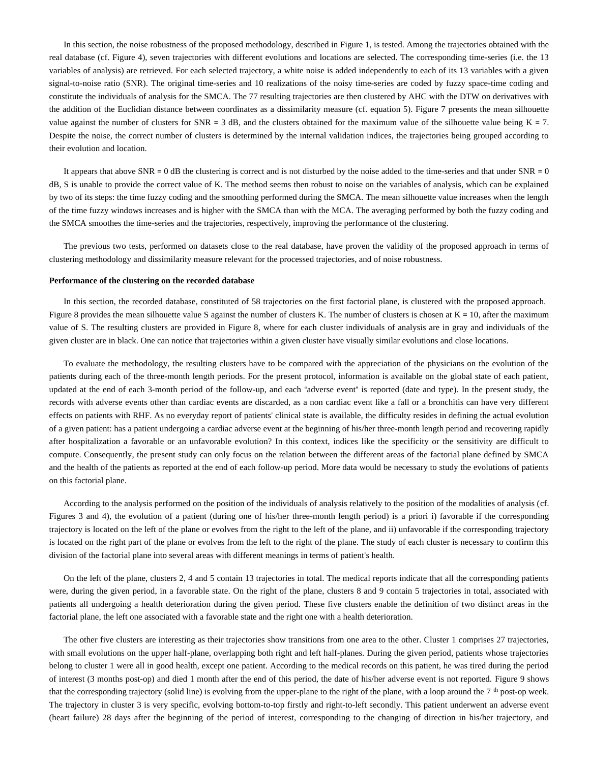In this section, the noise robustness of the proposed methodology, described in Figure 1, is tested. Among the trajectories obtained with the real database (cf. Figure 4), seven trajectories with different evolutions and locations are selected. The corresponding time-series (i.e. the 13 variables of analysis) are retrieved. For each selected trajectory, a white noise is added independently to each of its 13 variables with a given signal-to-noise ratio (SNR). The original time-series and 10 realizations of the noisy time-series are coded by fuzzy space-time coding and constitute the individuals of analysis for the SMCA. The 77 resulting trajectories are then clustered by AHC with the DTW on derivatives with the addition of the Euclidian distance between coordinates as a dissimilarity measure (cf. equation 5). Figure 7 presents the mean silhouette value against the number of clusters for SNR = 3 dB, and the clusters obtained for the maximum value of the silhouette value being K = 7. Despite the noise, the correct number of clusters is determined by the internal validation indices, the trajectories being grouped according to their evolution and location.

It appears that above SNR = 0 dB the clustering is correct and is not disturbed by the noise added to the time-series and that under SNR = 0 dB, S is unable to provide the correct value of K. The method seems then robust to noise on the variables of analysis, which can be explained by two of its steps: the time fuzzy coding and the smoothing performed during the SMCA. The mean silhouette value increases when the length of the time fuzzy windows increases and is higher with the SMCA than with the MCA. The averaging performed by both the fuzzy coding and the SMCA smoothes the time-series and the trajectories, respectively, improving the performance of the clustering.

The previous two tests, performed on datasets close to the real database, have proven the validity of the proposed approach in terms of clustering methodology and dissimilarity measure relevant for the processed trajectories, and of noise robustness.

**Performance of the clustering on the recorded database**

In this section, the recorded database, constituted of 58 trajectories on the first factorial plane, is clustered with the proposed approach. Figure 8 provides the mean silhouette value S against the number of clusters K. The number of clusters is chosen at K = 10, after the maximum value of S. The resulting clusters are provided in Figure 8, where for each cluster individuals of analysis are in gray and individuals of the given cluster are in black. One can notice that trajectories within a given cluster have visually similar evolutions and close locations.

To evaluate the methodology, the resulting clusters have to be compared with the appreciation of the physicians on the evolution of the patients during each of the three-month length periods. For the present protocol, information is available on the global state of each patient, updated at the end of each 3-month period of the follow-up, and each "adverse event" is reported (date and type). In the present study, the records with adverse events other than cardiac events are discarded, as a non cardiac event like a fall or a bronchitis can have very different effects on patients with RHF. As no everyday report of patients' clinical state is available, the difficulty resides in defining the actual evolution of a given patient: has a patient undergoing a cardiac adverse event at the beginning of his/her three-month length period and recovering rapidly after hospitalization a favorable or an unfavorable evolution? In this context, indices like the specificity or the sensitivity are difficult to compute. Consequently, the present study can only focus on the relation between the different areas of the factorial plane defined by SMCA and the health of the patients as reported at the end of each follow-up period. More data would be necessary to study the evolutions of patients on this factorial plane.

According to the analysis performed on the position of the individuals of analysis relatively to the position of the modalities of analysis (cf. Figures 3 and 4), the evolution of a patient (during one of his/her three-month length period) is a priori i) favorable if the corresponding trajectory is located on the left of the plane or evolves from the right to the left of the plane, and ii) unfavorable if the corresponding trajectory is located on the right part of the plane or evolves from the left to the right of the plane. The study of each cluster is necessary to confirm this division of the factorial plane into several areas with different meanings in terms of patient's health.

On the left of the plane, clusters 2, 4 and 5 contain 13 trajectories in total. The medical reports indicate that all the corresponding patients were, during the given period, in a favorable state. On the right of the plane, clusters 8 and 9 contain 5 trajectories in total, associated with patients all undergoing a health deterioration during the given period. These five clusters enable the definition of two distinct areas in the factorial plane, the left one associated with a favorable state and the right one with a health deterioration.

The other five clusters are interesting as their trajectories show transitions from one area to the other. Cluster 1 comprises 27 trajectories, with small evolutions on the upper half-plane, overlapping both right and left half-planes. During the given period, patients whose trajectories belong to cluster 1 were all in good health, except one patient. According to the medical records on this patient, he was tired during the period of interest (3 months post-op) and died 1 month after the end of this period, the date of his/her adverse event is not reported. Figure 9 shows that the corresponding trajectory (solid line) is evolving from the upper-plane to the right of the plane, with a loop around the 7 th post-op week. The trajectory in cluster 3 is very specific, evolving bottom-to-top firstly and right-to-left secondly. This patient underwent an adverse event (heart failure) 28 days after the beginning of the period of interest, corresponding to the changing of direction in his/her trajectory, and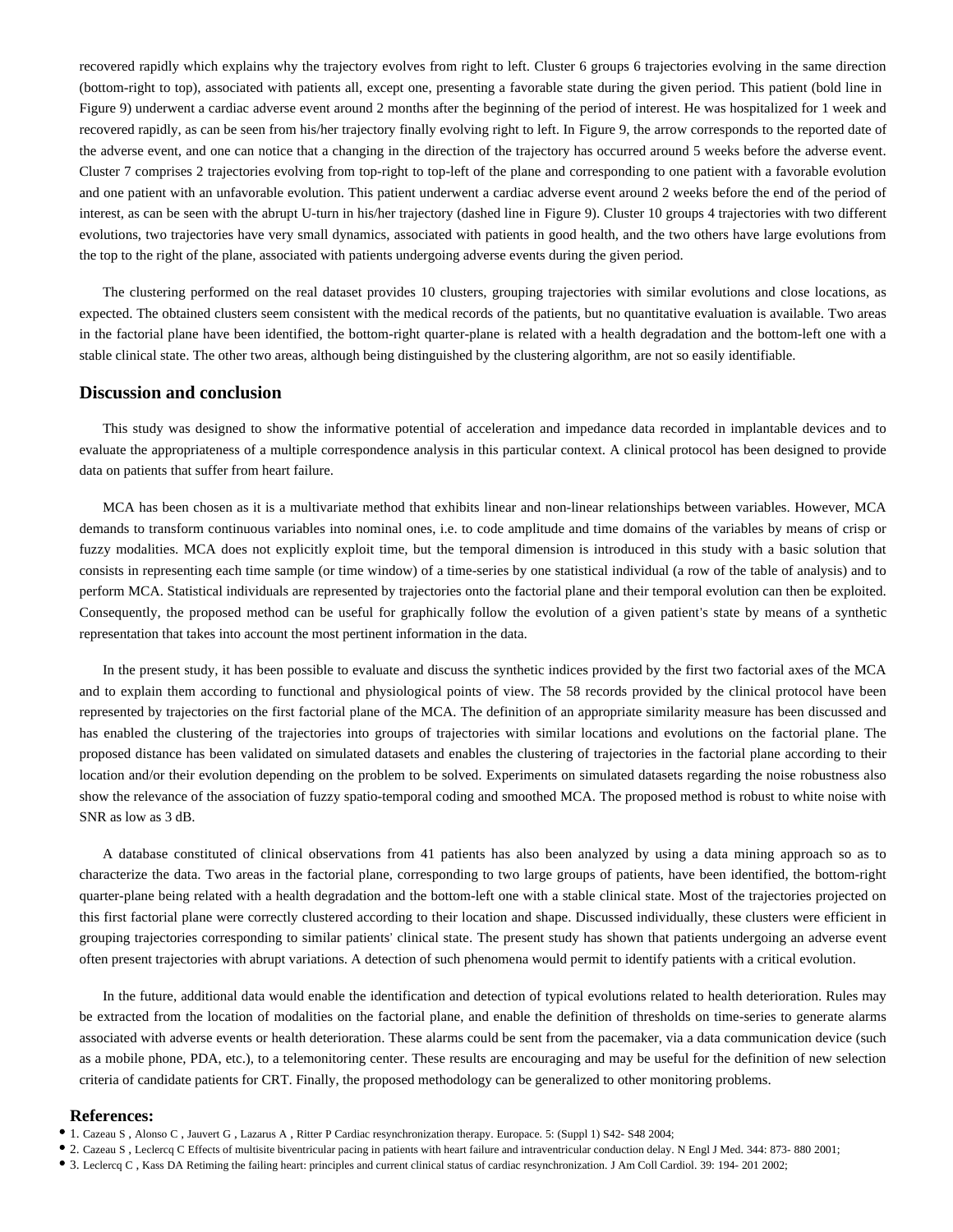recovered rapidly which explains why the trajectory evolves from right to left. Cluster 6 groups 6 trajectories evolving in the same direction (bottom-right to top), associated with patients all, except one, presenting a favorable state during the given period. This patient (bold line in Figure 9) underwent a cardiac adverse event around 2 months after the beginning of the period of interest. He was hospitalized for 1 week and recovered rapidly, as can be seen from his/her trajectory finally evolving right to left. In Figure 9, the arrow corresponds to the reported date of the adverse event, and one can notice that a changing in the direction of the trajectory has occurred around 5 weeks before the adverse event. Cluster 7 comprises 2 trajectories evolving from top-right to top-left of the plane and corresponding to one patient with a favorable evolution and one patient with an unfavorable evolution. This patient underwent a cardiac adverse event around 2 weeks before the end of the period of interest, as can be seen with the abrupt U-turn in his/her trajectory (dashed line in Figure 9). Cluster 10 groups 4 trajectories with two different evolutions, two trajectories have very small dynamics, associated with patients in good health, and the two others have large evolutions from the top to the right of the plane, associated with patients undergoing adverse events during the given period.

The clustering performed on the real dataset provides 10 clusters, grouping trajectories with similar evolutions and close locations, as expected. The obtained clusters seem consistent with the medical records of the patients, but no quantitative evaluation is available. Two areas in the factorial plane have been identified, the bottom-right quarter-plane is related with a health degradation and the bottom-left one with a stable clinical state. The other two areas, although being distinguished by the clustering algorithm, are not so easily identifiable.

## Discussion and conclusion

This study was designed to show the informative potential of acceleration and impedance data recorded in implantable devices and to evaluate the appropriateness of a multiple correspondence analysis in this particular context. A clinical protocol has been designed to provide data on patients that suffer from heart failure.

MCA has been chosen as it is a multivariate method that exhibits linear and non-linear relationships between variables. However, MCA demands to transform continuous variables into nominal ones, i.e. to code amplitude and time domains of the variables by means of crisp or fuzzy modalities. MCA does not explicitly exploit time, but the temporal dimension is introduced in this study with a basic solution that consists in representing each time sample (or time window) of a time-series by one statistical individual (a row of the table of analysis) and to perform MCA. Statistical individuals are represented by trajectories onto the factorial plane and their temporal evolution can then be exploited. Consequently, the proposed method can be useful for graphically follow the evolution of a given patient's state by means of a synthetic representation that takes into account the most pertinent information in the data.

In the present study, it has been possible to evaluate and discuss the synthetic indices provided by the first two factorial axes of the MCA and to explain them according to functional and physiological points of view. The 58 records provided by the clinical protocol have been represented by trajectories on the first factorial plane of the MCA. The definition of an appropriate similarity measure has been discussed and has enabled the clustering of the trajectories into groups of trajectories with similar locations and evolutions on the factorial plane. The proposed distance has been validated on simulated datasets and enables the clustering of trajectories in the factorial plane according to their location and/or their evolution depending on the problem to be solved. Experiments on simulated datasets regarding the noise robustness also show the relevance of the association of fuzzy spatio-temporal coding and smoothed MCA. The proposed method is robust to white noise with SNR as low as 3 dB.

A database constituted of clinical observations from 41 patients has also been analyzed by using a data mining approach so as to characterize the data. Two areas in the factorial plane, corresponding to two large groups of patients, have been identified, the bottom-right quarter-plane being related with a health degradation and the bottom-left one with a stable clinical state. Most of the trajectories projected on this first factorial plane were correctly clustered according to their location and shape. Discussed individually, these clusters were efficient in grouping trajectories corresponding to similar patients' clinical state. The present study has shown that patients undergoing an adverse event often present trajectories with abrupt variations. A detection of such phenomena would permit to identify patients with a critical evolution.

In the future, additional data would enable the identification and detection of typical evolutions related to health deterioration. Rules may be extracted from the location of modalities on the factorial plane, and enable the definition of thresholds on time-series to generate alarms associated with adverse events or health deterioration. These alarms could be sent from the pacemaker, via a data communication device (such as a mobile phone, PDA, etc.), to a telemonitoring center. These results are encouraging and may be useful for the definition of new selection criteria of candidate patients for CRT. Finally, the proposed methodology can be generalized to other monitoring problems.

## References:

- 1. Cazeau S , Alonso C , Jauvert G , Lazarus A , Ritter P Cardiac resynchronization therapy. Europace. 5: (Suppl 1) S42- S48 2004;
- 2. Cazeau S , Leclercq C Effects of multisite biventricular pacing in patients with heart failure and intraventricular conduction delay. N Engl J Med. 344: 873- 880 2001;
- 3. Leclercq C , Kass DA Retiming the failing heart: principles and current clinical status of cardiac resynchronization. J Am Coll Cardiol. 39: 194- 201 2002;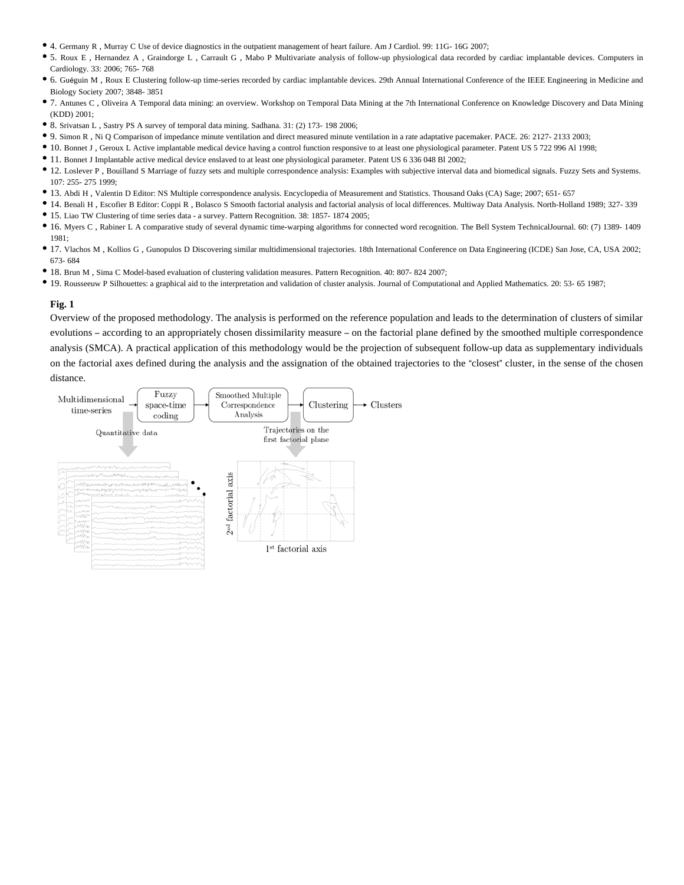- 4. Germany R , Murray C Use of device diagnostics in the outpatient management of heart failure. Am J Cardiol. 99: 11G- 16G 2007;
- 5. Roux E , Hernandez A , Graindorge L , Carrault G , Mabo P Multivariate analysis of follow-up physiological data recorded by cardiac implantable devices. Computers in Cardiology. 33: 2006; 765- 768
- 6. Guéguin M , Roux E Clustering follow-up time-series recorded by cardiac implantable devices. 29th Annual International Conference of the IEEE Engineering in Medicine and Biology Society 2007; 3848- 3851
- 7. Antunes C , Oliveira A Temporal data mining: an overview. Workshop on Temporal Data Mining at the 7th International Conference on Knowledge Discovery and Data Mining (KDD) 2001;
- 8. Srivatsan L , Sastry PS A survey of temporal data mining. Sadhana. 31: (2) 173- 198 2006;
- 9. Simon R , Ni Q Comparison of impedance minute ventilation and direct measured minute ventilation in a rate adaptative pacemaker. PACE. 26: 2127- 2133 2003;
- 10. Bonnet J , Geroux L Active implantable medical device having a control function responsive to at least one physiological parameter. Patent US 5 722 996 Al 1998;
- 11. Bonnet J Implantable active medical device enslaved to at least one physiological parameter. Patent US 6 336 048 Bl 2002;
- 12. Loslever P , Bouilland S Marriage of fuzzy sets and multiple correspondence analysis: Examples with subjective interval data and biomedical signals. Fuzzy Sets and Systems. 107: 255- 275 1999;
- 13. Abdi H , Valentin D Editor: NS Multiple correspondence analysis. Encyclopedia of Measurement and Statistics. Thousand Oaks (CA) Sage; 2007; 651- 657
- 14. Benali H , Escofier B Editor: Coppi R , Bolasco S Smooth factorial analysis and factorial analysis of local differences. Multiway Data Analysis. North-Holland 1989; 327- 339
- 15. Liao TW Clustering of time series data - a survey. Pattern Recognition. 38: 1857- 1874 2005;
- 16. Myers C , Rabiner L A comparative study of several dynamic time-warping algorithms for connected word recognition. The Bell System TechnicalJournal. 60: (7) 1389- 1409 1981;
- 17. Vlachos M , Kollios G , Gunopulos D Discovering similar multidimensional trajectories. 18th International Conference on Data Engineering (ICDE) San Jose, CA, USA 2002; 673- 684
- 18. Brun M , Sima C Model-based evaluation of clustering validation measures. Pattern Recognition. 40: 807- 824 2007;
- 19. Rousseeuw P Silhouettes: a graphical aid to the interpretation and validation of cluster analysis. Journal of Computational and Applied Mathematics. 20: 53- 65 1987;

**Fig. 1**

Overview of the proposed methodology. The analysis is performed on the reference population and leads to the determination of clusters of similar evolutions – according to an appropriately chosen dissimilarity measure – on the factorial plane defined by the smoothed multiple correspondence analysis (SMCA). A practical application of this methodology would be the projection of subsequent follow-up data as supplementary individuals on the factorial axes defined during the analysis and the assignation of the obtained trajectories to the "closest" cluster, in the sense of the chosen distance.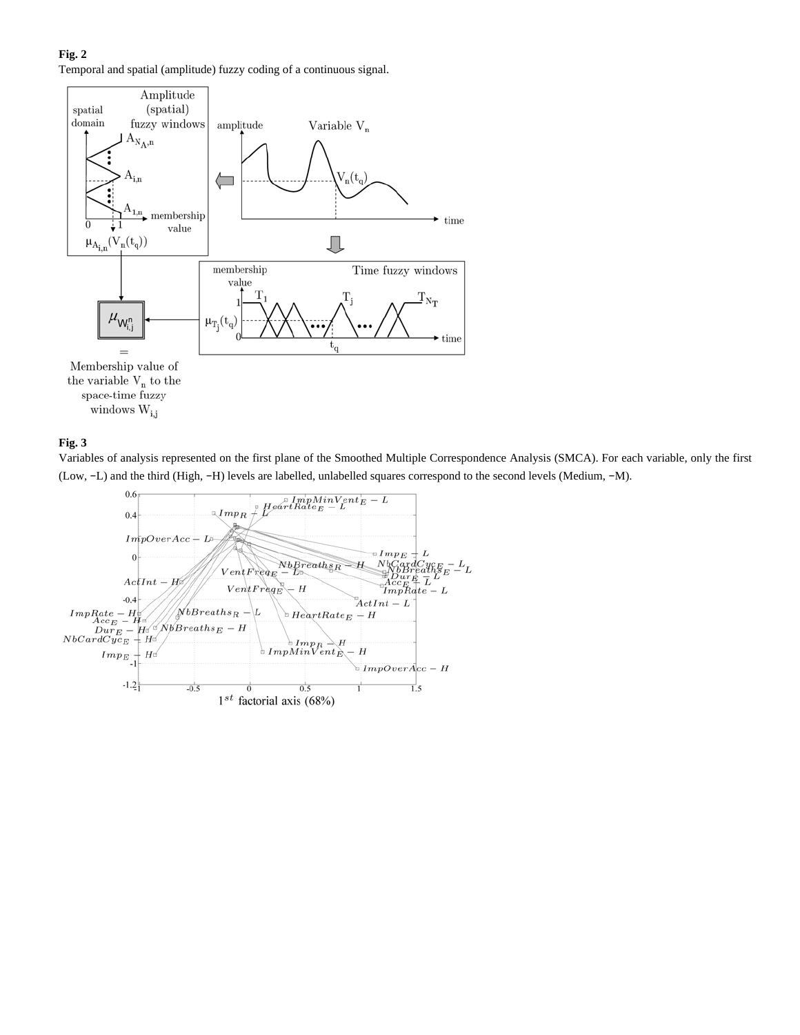**Fig. 2**

Temporal and spatial (amplitude) fuzzy coding of a continuous signal.

**Fig. 3**

Variables of analysis represented on the first plane of the Smoothed Multiple Correspondence Analysis (SMCA). For each variable, only the first (Low, −L) and the third (High, −H) levels are labelled, unlabelled squares correspond to the second levels (Medium, −M).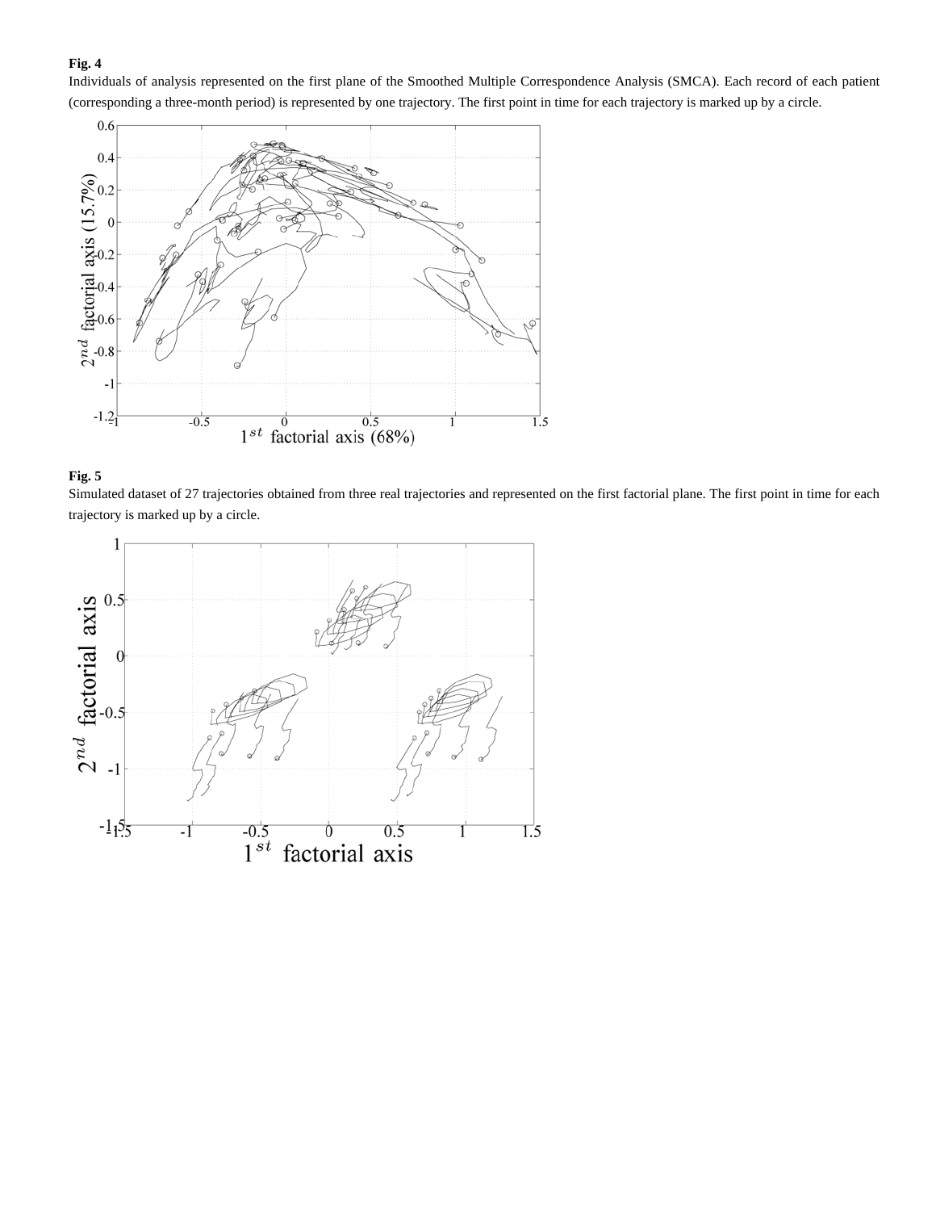**Fig. 4**

Individuals of analysis represented on the first plane of the Smoothed Multiple Correspondence Analysis (SMCA). Each record of each patient (corresponding a three-month period) is represented by one trajectory. The first point in time for each trajectory is marked up by a circle.

**Fig. 5**

Simulated dataset of 27 trajectories obtained from three real trajectories and represented on the first factorial plane. The first point in time for each trajectory is marked up by a circle.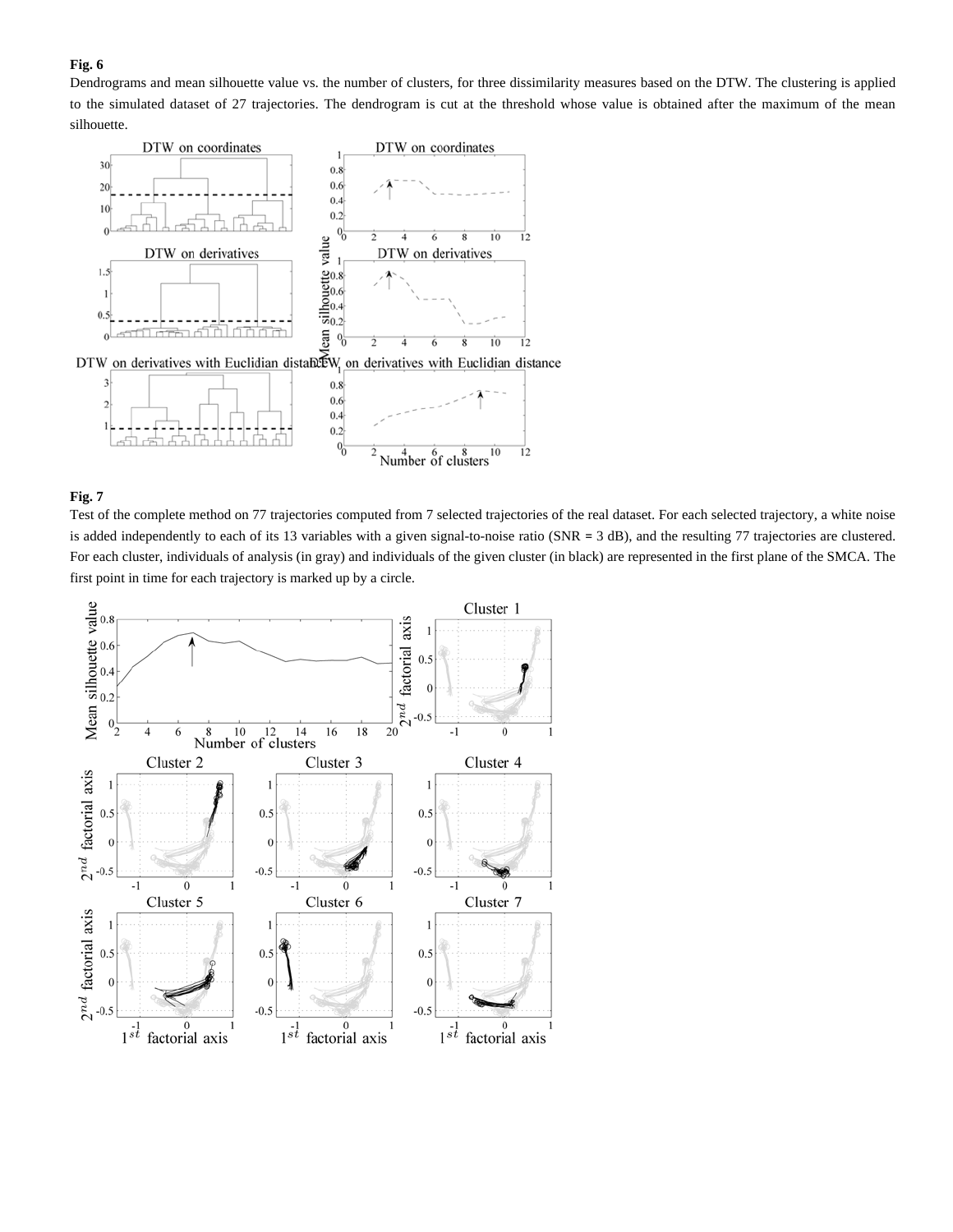**Fig. 6**

Dendrograms and mean silhouette value vs. the number of clusters, for three dissimilarity measures based on the DTW. The clustering is applied to the simulated dataset of 27 trajectories. The dendrogram is cut at the threshold whose value is obtained after the maximum of the mean silhouette.

**Fig. 7**

Test of the complete method on 77 trajectories computed from 7 selected trajectories of the real dataset. For each selected trajectory, a white noise is added independently to each of its 13 variables with a given signal-to-noise ratio (SNR = 3 dB), and the resulting 77 trajectories are clustered. For each cluster, individuals of analysis (in gray) and individuals of the given cluster (in black) are represented in the first plane of the SMCA. The first point in time for each trajectory is marked up by a circle.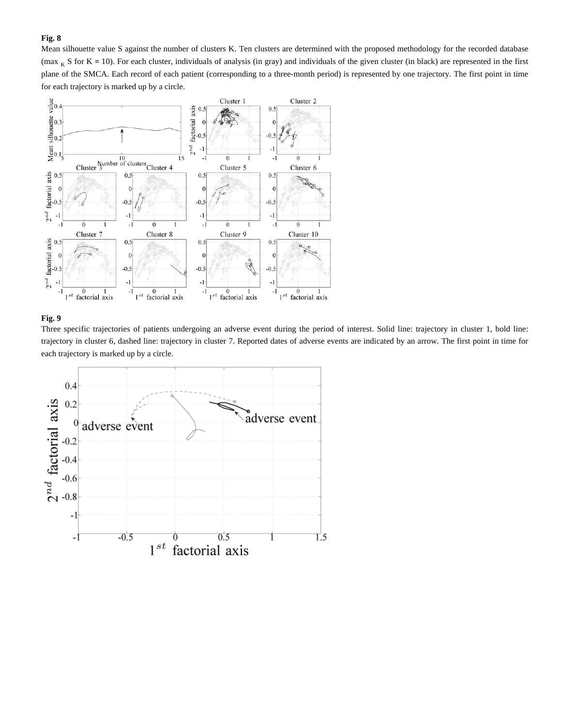**Fig. 8**

Mean silhouette value S against the number of clusters K. Ten clusters are determined with the proposed methodology for the recorded database ($\max_K S$ for K = 10). For each cluster, individuals of analysis (in gray) and individuals of the given cluster (in black) are represented in the first plane of the SMCA. Each record of each patient (corresponding to a three-month period) is represented by one trajectory. The first point in time for each trajectory is marked up by a circle.

**Fig. 9**

Three specific trajectories of patients undergoing an adverse event during the period of interest. Solid line: trajectory in cluster 1, bold line: trajectory in cluster 6, dashed line: trajectory in cluster 7. Reported dates of adverse events are indicated by an arrow. The first point in time for each trajectory is marked up by a circle.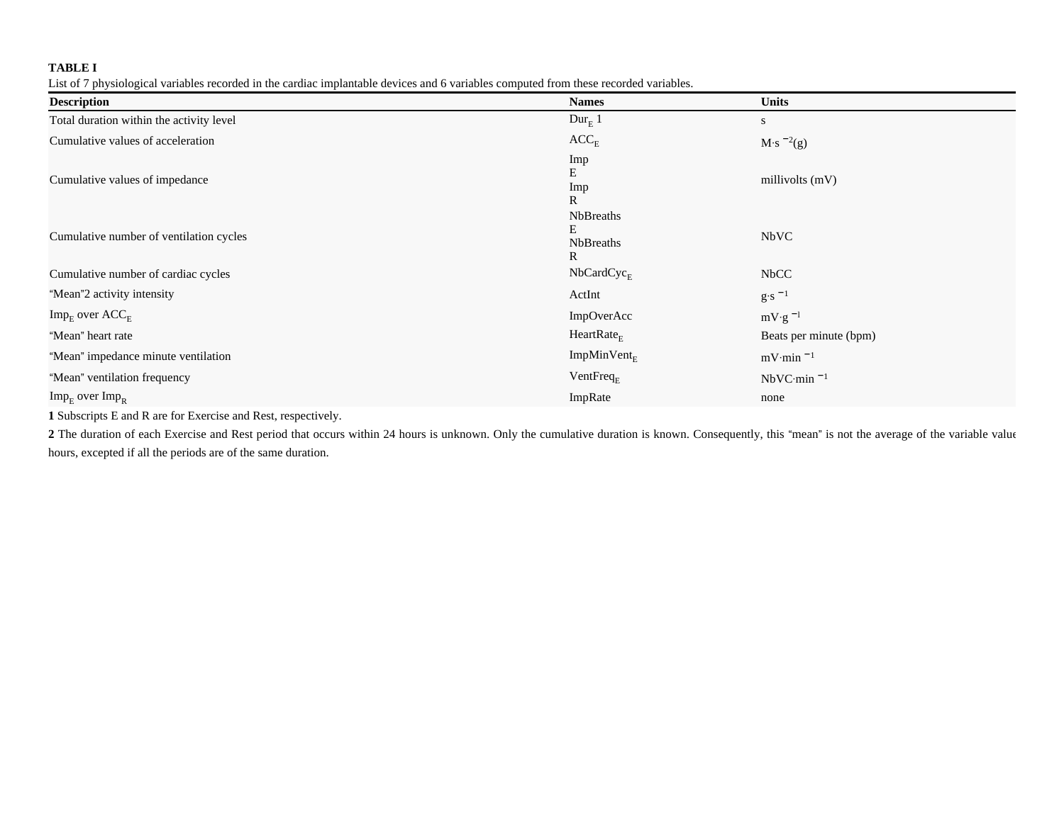**TABLE I**

List of 7 physiological variables recorded in the cardiac implantable devices and 6 variables computed from these recorded variables.

| Description | Names | Units |
|---|---|---|
| Total duration within the activity level | $Dur_E$ [1] | s |
| Cumulative values of acceleration | $ACC_E$ | $M{\cdot}s^{-2}$(g) |
| Cumulative values of impedance | $Imp_E$ $Imp_R$ | millivolts (mV) |
| Cumulative number of ventilation cycles | $NbBreaths_E$ $NbBreaths_R$ | NbVC |
| Cumulative number of cardiac cycles | $NbCardCyc_E$ | NbCC |
| "Mean"[2] activity intensity | ActInt | $g{\cdot}s^{-1}$ |
| $Imp_E$ over $ACC_E$ | ImpOverAcc | $mV{\cdot}g^{-1}$ |
| "Mean" heart rate | $HeartRate_E$ | Beats per minute (bpm) |
| "Mean" impedance minute ventilation | $ImpMinVent_E$ | $mV{\cdot}min^{-1}$ |
| "Mean" ventilation frequency | $VentFreq_E$ | $NbVC{\cdot}min^{-1}$ |
| $Imp_E$ over $Imp_R$ | ImpRate | none |

**1** Subscripts E and R are for Exercise and Rest, respectively.

**2** The duration of each Exercise and Rest period that occurs within 24 hours is unknown. Only the cumulative duration is known. Consequently, this "mean" is not the average of the variable value hours, excepted if all the periods are of the same duration.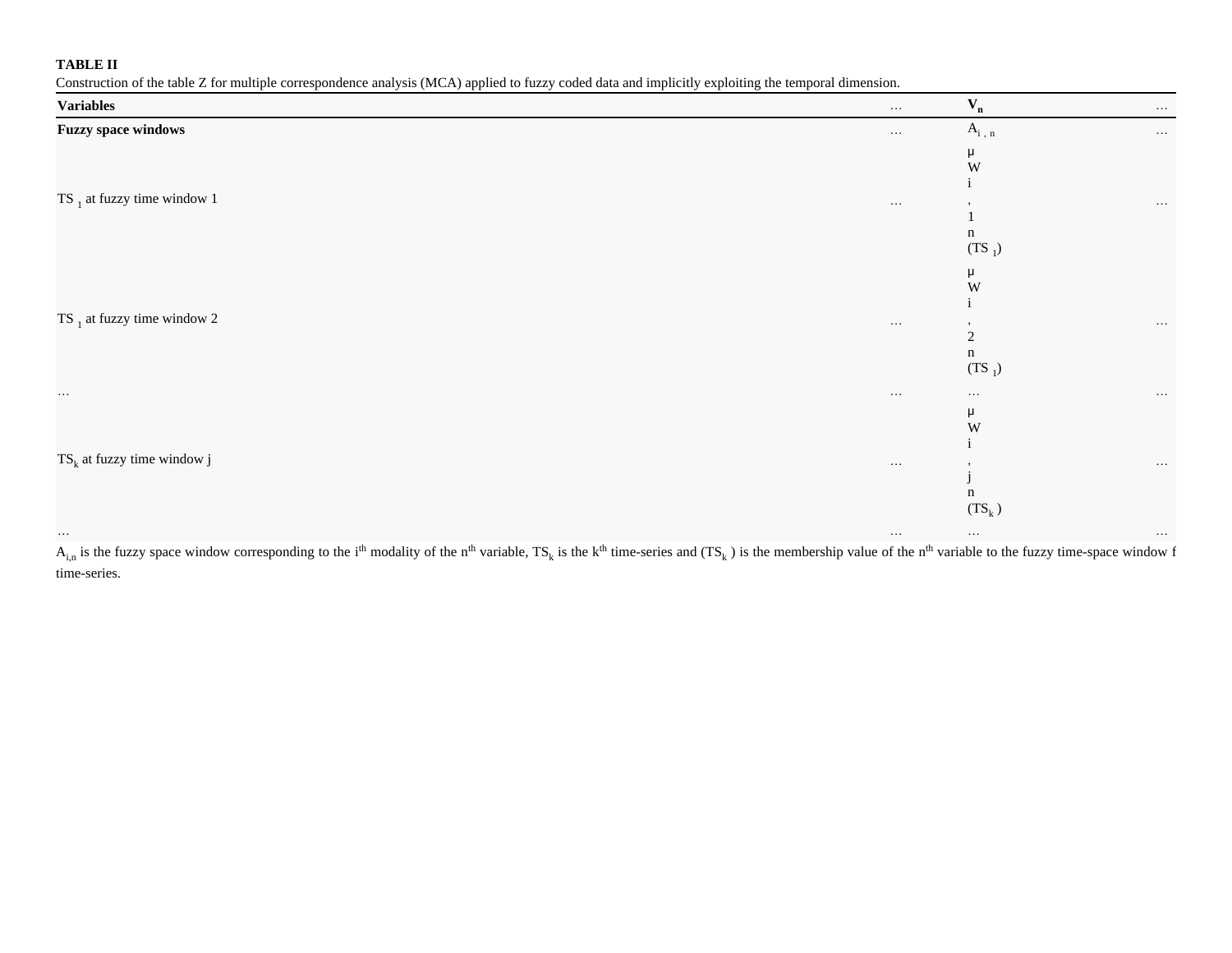**TABLE II**

Construction of the table Z for multiple correspondence analysis (MCA) applied to fuzzy coded data and implicitly exploiting the temporal dimension.

| **Variables** | … | **$V_n$** | … |
|---|---|---|---|
| **Fuzzy space windows** | … | $A_{i,n}$ | … |
| $TS_1$ at fuzzy time window 1 | … | $\mu W_{i,1}^{n}(TS_1)$ | … |
| $TS_1$ at fuzzy time window 2 | … | $\mu W_{i,2}^{n}(TS_1)$ | … |
| … | … | … | … |
| $TS_k$ at fuzzy time window j | … | $\mu W_{i,j}^{n}(TS_k)$ | … |
| … | … | … | … |

$A_{i,n}$ is the fuzzy space window corresponding to the i[th] modality of the n[th] variable, $TS_k$ is the k[th] time-series and $(TS_k)$ is the membership value of the n[th] variable to the fuzzy time-space window f time-series.